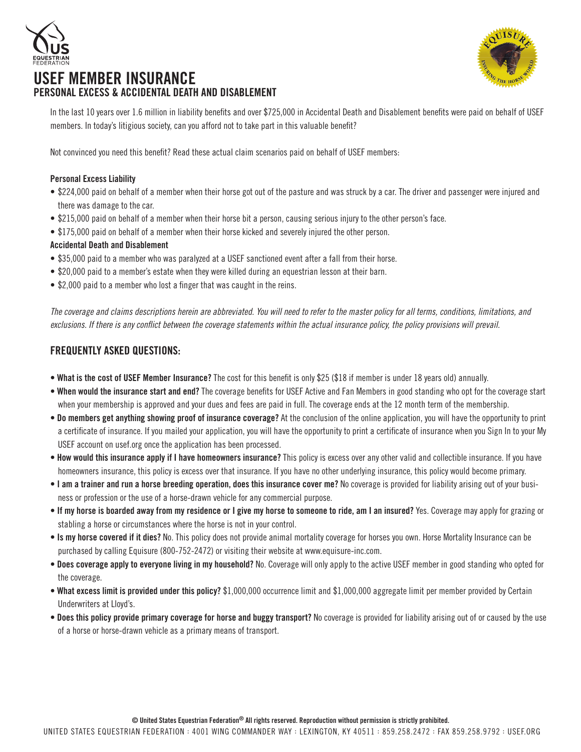# USEF MEMBER INSURANCE

## PERSONAL EXCESS & ACCIDENTAL DEATH AND DISABLEMENT

In the last 10 years over 1.6 million in liability benefits and over $725,000 in Accidental Death and Disablement benefits were paid on behalf of USEF members. In today's litigious society, can you afford not to take part in this valuable benefit?

Not convinced you need this benefit? Read these actual claim scenarios paid on behalf of USEF members:

**Personal Excess Liability**

- $224,000 paid on behalf of a member when their horse got out of the pasture and was struck by a car. The driver and passenger were injured and there was damage to the car.
- $215,000 paid on behalf of a member when their horse bit a person, causing serious injury to the other person's face.
- $175,000 paid on behalf of a member when their horse kicked and severely injured the other person.

**Accidental Death and Disablement**

- $35,000 paid to a member who was paralyzed at a USEF sanctioned event after a fall from their horse.
- $20,000 paid to a member's estate when they were killed during an equestrian lesson at their barn.
- $2,000 paid to a member who lost a finger that was caught in the reins.

*The coverage and claims descriptions herein are abbreviated. You will need to refer to the master policy for all terms, conditions, limitations, and exclusions. If there is any conflict between the coverage statements within the actual insurance policy, the policy provisions will prevail.*

## FREQUENTLY ASKED QUESTIONS:

- **What is the cost of USEF Member Insurance?** The cost for this benefit is only $25 ($18 if member is under 18 years old) annually.
- **When would the insurance start and end?** The coverage benefits for USEF Active and Fan Members in good standing who opt for the coverage start when your membership is approved and your dues and fees are paid in full. The coverage ends at the 12 month term of the membership.
- **Do members get anything showing proof of insurance coverage?** At the conclusion of the online application, you will have the opportunity to print a certificate of insurance. If you mailed your application, you will have the opportunity to print a certificate of insurance when you Sign In to your My USEF account on usef.org once the application has been processed.
- **How would this insurance apply if I have homeowners insurance?** This policy is excess over any other valid and collectible insurance. If you have homeowners insurance, this policy is excess over that insurance. If you have no other underlying insurance, this policy would become primary.
- **I am a trainer and run a horse breeding operation, does this insurance cover me?** No coverage is provided for liability arising out of your business or profession or the use of a horse-drawn vehicle for any commercial purpose.
- **If my horse is boarded away from my residence or I give my horse to someone to ride, am I an insured?** Yes. Coverage may apply for grazing or stabling a horse or circumstances where the horse is not in your control.
- **Is my horse covered if it dies?** No. This policy does not provide animal mortality coverage for horses you own. Horse Mortality Insurance can be purchased by calling Equisure (800-752-2472) or visiting their website at www.equisure-inc.com.
- **Does coverage apply to everyone living in my household?** No. Coverage will only apply to the active USEF member in good standing who opted for the coverage.
- **What excess limit is provided under this policy?** $1,000,000 occurrence limit and $1,000,000 aggregate limit per member provided by Certain Underwriters at Lloyd's.
- **Does this policy provide primary coverage for horse and buggy transport?** No coverage is provided for liability arising out of or caused by the use of a horse or horse-drawn vehicle as a primary means of transport.

**© United States Equestrian Federation® All rights reserved. Reproduction without permission is strictly prohibited.**

UNITED STATES EQUESTRIAN FEDERATION : 4001 WING COMMANDER WAY : LEXINGTON, KY 40511 : 859.258.2472 : FAX 859.258.9792 : USEF.ORG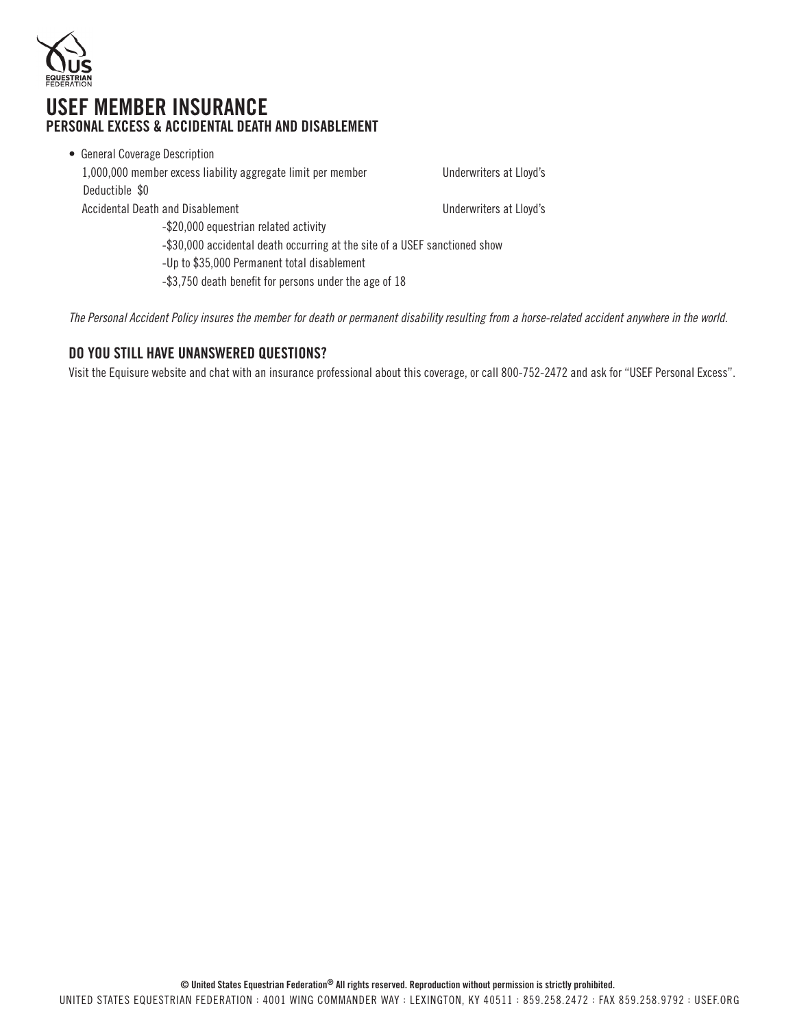# USEF MEMBER INSURANCE

## PERSONAL EXCESS & ACCIDENTAL DEATH AND DISABLEMENT

- General Coverage Description

  1,000,000 member excess liability aggregate limit per member — Underwriters at Lloyd's

  Deductible $0

  Accidental Death and Disablement — Underwriters at Lloyd's

  -$20,000 equestrian related activity

  -$30,000 accidental death occurring at the site of a USEF sanctioned show

  -Up to $35,000 Permanent total disablement

  -$3,750 death benefit for persons under the age of 18

*The Personal Accident Policy insures the member for death or permanent disability resulting from a horse-related accident anywhere in the world.*

### DO YOU STILL HAVE UNANSWERED QUESTIONS?

Visit the Equisure website and chat with an insurance professional about this coverage, or call 800-752-2472 and ask for "USEF Personal Excess".

**© United States Equestrian Federation® All rights reserved. Reproduction without permission is strictly prohibited.**

UNITED STATES EQUESTRIAN FEDERATION : 4001 WING COMMANDER WAY : LEXINGTON, KY 40511 : 859.258.2472 : FAX 859.258.9792 : USEF.ORG